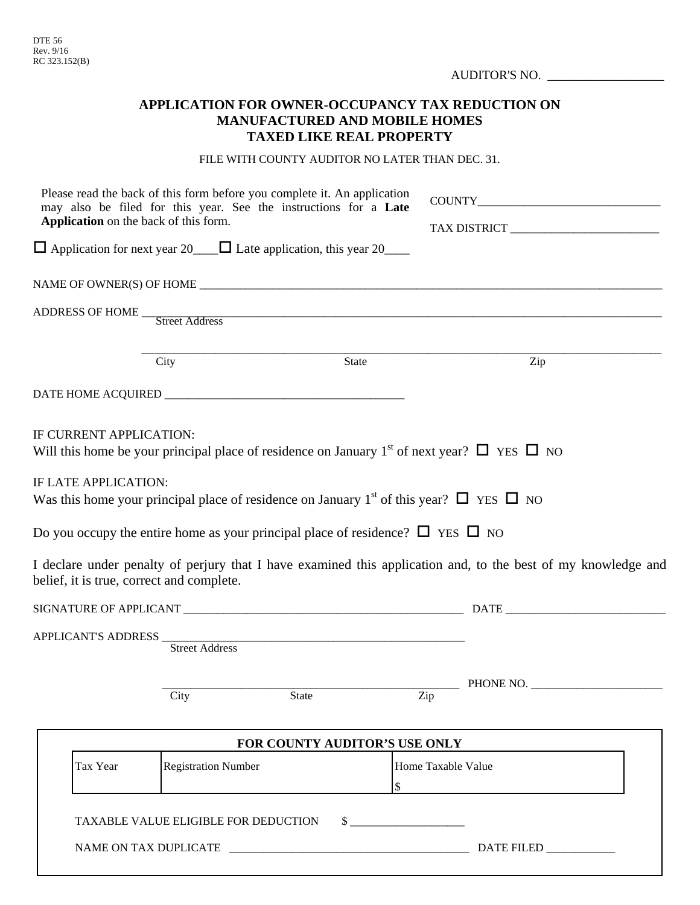DTE 56
Rev. 9/16
RC 323.152(B)

AUDITOR'S NO. __________________

# APPLICATION FOR OWNER-OCCUPANCY TAX REDUCTION ON MANUFACTURED AND MOBILE HOMES TAXED LIKE REAL PROPERTY

FILE WITH COUNTY AUDITOR NO LATER THAN DEC. 31.

Please read the back of this form before you complete it. An application may also be filed for this year. See the instructions for a **Late Application** on the back of this form.

COUNTY______________________________

TAX DISTRICT _________________________

☐ Application for next year 20____ ☐ Late application, this year 20____

NAME OF OWNER(S) OF HOME ________________________________________________________________

ADDRESS OF HOME ________________________________________________________________
Street Address

________________________________________________________________
City State Zip

DATE HOME ACQUIRED ________________________________________

IF CURRENT APPLICATION:
Will this home be your principal place of residence on January 1st of next year? ☐ YES ☐ NO

IF LATE APPLICATION:
Was this home your principal place of residence on January 1st of this year? ☐ YES ☐ NO

Do you occupy the entire home as your principal place of residence? ☐ YES ☐ NO

I declare under penalty of perjury that I have examined this application and, to the best of my knowledge and belief, it is true, correct and complete.

SIGNATURE OF APPLICANT ______________________________________________ DATE ___________________________

APPLICANT'S ADDRESS _____________________________________________________
Street Address

_____________________________________________________ PHONE NO. ______________________
City State Zip

**FOR COUNTY AUDITOR'S USE ONLY**

| Tax Year | Registration Number | Home Taxable Value |
|---|---|---|
| | | $ |

TAXABLE VALUE ELIGIBLE FOR DEDUCTION $ ___________________

NAME ON TAX DUPLICATE _________________________________________ DATE FILED ___________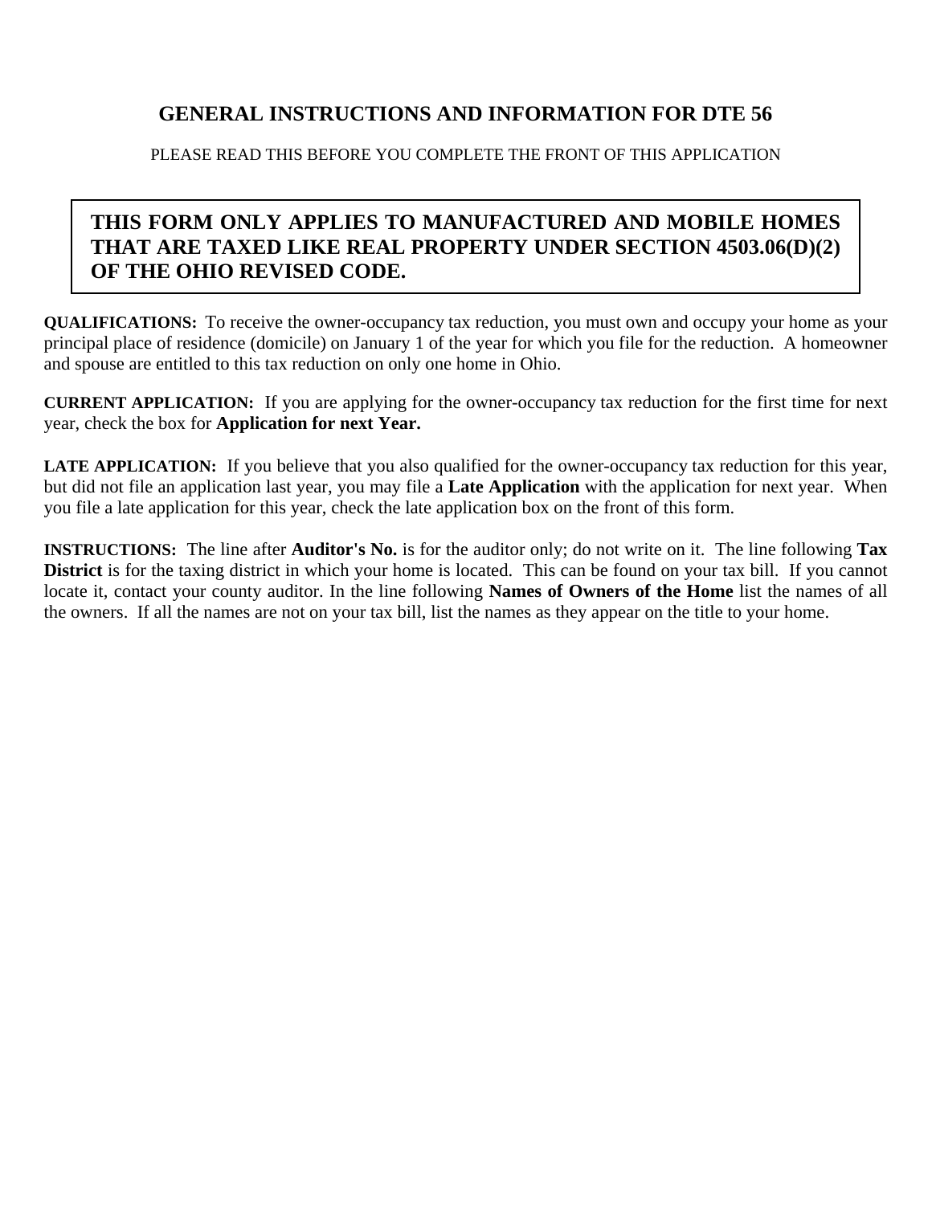## GENERAL INSTRUCTIONS AND INFORMATION FOR DTE 56

PLEASE READ THIS BEFORE YOU COMPLETE THE FRONT OF THIS APPLICATION

**THIS FORM ONLY APPLIES TO MANUFACTURED AND MOBILE HOMES THAT ARE TAXED LIKE REAL PROPERTY UNDER SECTION 4503.06(D)(2) OF THE OHIO REVISED CODE.**

**QUALIFICATIONS:** To receive the owner-occupancy tax reduction, you must own and occupy your home as your principal place of residence (domicile) on January 1 of the year for which you file for the reduction. A homeowner and spouse are entitled to this tax reduction on only one home in Ohio.

**CURRENT APPLICATION:** If you are applying for the owner-occupancy tax reduction for the first time for next year, check the box for **Application for next Year.**

**LATE APPLICATION:** If you believe that you also qualified for the owner-occupancy tax reduction for this year, but did not file an application last year, you may file a **Late Application** with the application for next year. When you file a late application for this year, check the late application box on the front of this form.

**INSTRUCTIONS:** The line after **Auditor's No.** is for the auditor only; do not write on it. The line following **Tax District** is for the taxing district in which your home is located. This can be found on your tax bill. If you cannot locate it, contact your county auditor. In the line following **Names of Owners of the Home** list the names of all the owners. If all the names are not on your tax bill, list the names as they appear on the title to your home.